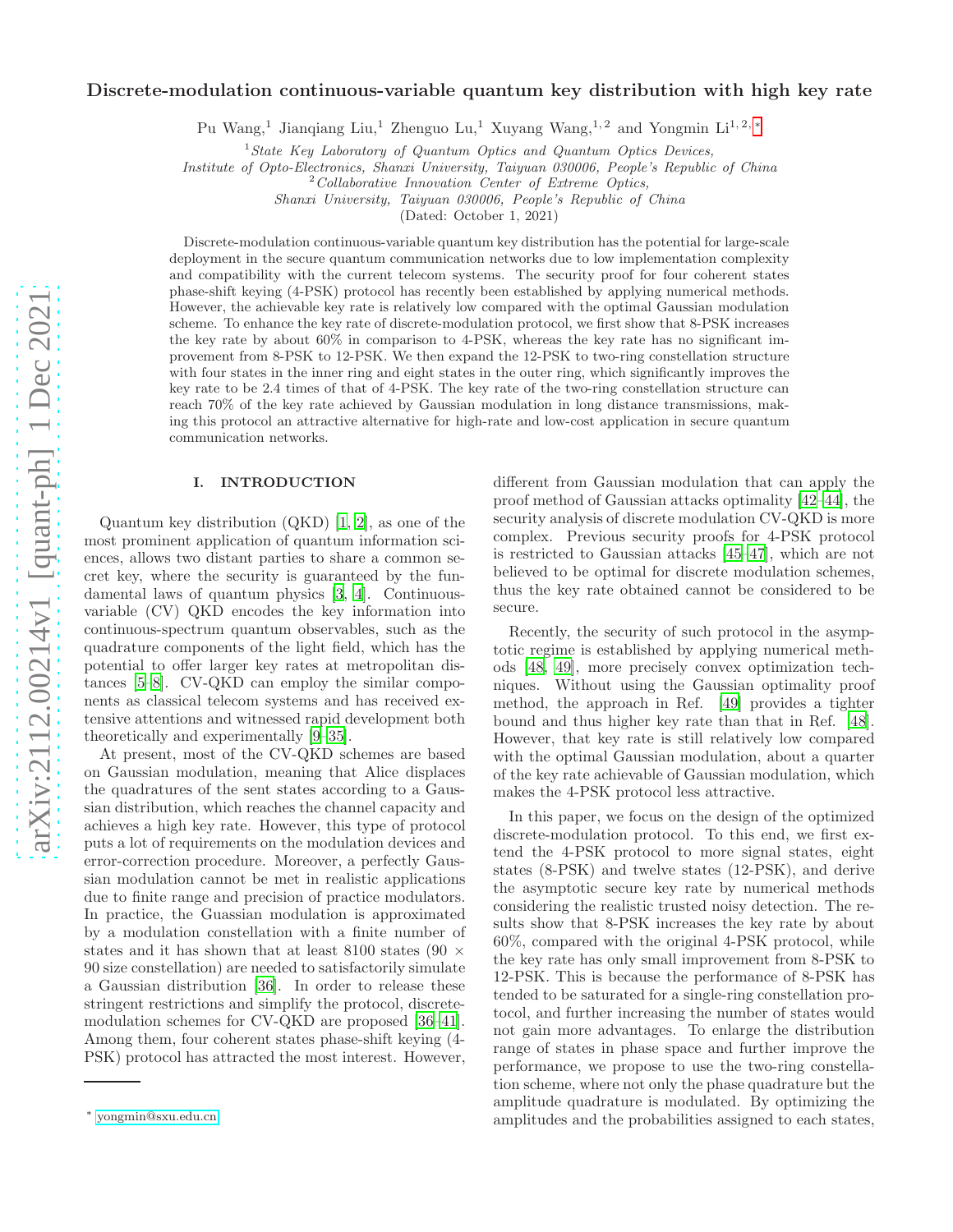# Discrete-modulation continuous-variable quantum key distribution with high key rate

Pu Wang,[1] Jianqiang Liu,[1] Zhenguo Lu,[1] Xuyang Wang,[1,2] and Yongmin Li[1,2,*]

[1] *State Key Laboratory of Quantum Optics and Quantum Optics Devices, Institute of Opto-Electronics, Shanxi University, Taiyuan 030006, People's Republic of China*

[2] *Collaborative Innovation Center of Extreme Optics, Shanxi University, Taiyuan 030006, People's Republic of China*

(Dated: October 1, 2021)

Discrete-modulation continuous-variable quantum key distribution has the potential for large-scale deployment in the secure quantum communication networks due to low implementation complexity and compatibility with the current telecom systems. The security proof for four coherent states phase-shift keying (4-PSK) protocol has recently been established by applying numerical methods. However, the achievable key rate is relatively low compared with the optimal Gaussian modulation scheme. To enhance the key rate of discrete-modulation protocol, we first show that 8-PSK increases the key rate by about 60% in comparison to 4-PSK, whereas the key rate has no significant improvement from 8-PSK to 12-PSK. We then expand the 12-PSK to two-ring constellation structure with four states in the inner ring and eight states in the outer ring, which significantly improves the key rate to be 2.4 times of that of 4-PSK. The key rate of the two-ring constellation structure can reach 70% of the key rate achieved by Gaussian modulation in long distance transmissions, making this protocol an attractive alternative for high-rate and low-cost application in secure quantum communication networks.

## I. INTRODUCTION

Quantum key distribution (QKD) [1, 2], as one of the most prominent application of quantum information sciences, allows two distant parties to share a common secret key, where the security is guaranteed by the fundamental laws of quantum physics [3, 4]. Continuous-variable (CV) QKD encodes the key information into continuous-spectrum quantum observables, such as the quadrature components of the light field, which has the potential to offer larger key rates at metropolitan distances [5–8]. CV-QKD can employ the similar components as classical telecom systems and has received extensive attentions and witnessed rapid development both theoretically and experimentally [9–35].

At present, most of the CV-QKD schemes are based on Gaussian modulation, meaning that Alice displaces the quadratures of the sent states according to a Gaussian distribution, which reaches the channel capacity and achieves a high key rate. However, this type of protocol puts a lot of requirements on the modulation devices and error-correction procedure. Moreover, a perfectly Gaussian modulation cannot be met in realistic applications due to finite range and precision of practice modulators. In practice, the Guassian modulation is approximated by a modulation constellation with a finite number of states and it has shown that at least 8100 states ($90 \times 90$ size constellation) are needed to satisfactorily simulate a Gaussian distribution [36]. In order to release these stringent restrictions and simplify the protocol, discrete-modulation schemes for CV-QKD are proposed [36–41]. Among them, four coherent states phase-shift keying (4-PSK) protocol has attracted the most interest. However, different from Gaussian modulation that can apply the proof method of Gaussian attacks optimality [42–44], the security analysis of discrete modulation CV-QKD is more complex. Previous security proofs for 4-PSK protocol is restricted to Gaussian attacks [45–47], which are not believed to be optimal for discrete modulation schemes, thus the key rate obtained cannot be considered to be secure.

Recently, the security of such protocol in the asymptotic regime is established by applying numerical methods [48, 49], more precisely convex optimization techniques. Without using the Gaussian optimality proof method, the approach in Ref. [49] provides a tighter bound and thus higher key rate than that in Ref. [48]. However, that key rate is still relatively low compared with the optimal Gaussian modulation, about a quarter of the key rate achievable of Gaussian modulation, which makes the 4-PSK protocol less attractive.

In this paper, we focus on the design of the optimized discrete-modulation protocol. To this end, we first extend the 4-PSK protocol to more signal states, eight states (8-PSK) and twelve states (12-PSK), and derive the asymptotic secure key rate by numerical methods considering the realistic trusted noisy detection. The results show that 8-PSK increases the key rate by about 60%, compared with the original 4-PSK protocol, while the key rate has only small improvement from 8-PSK to 12-PSK. This is because the performance of 8-PSK has tended to be saturated for a single-ring constellation protocol, and further increasing the number of states would not gain more advantages. To enlarge the distribution range of states in phase space and further improve the performance, we propose to use the two-ring constellation scheme, where not only the phase quadrature but the amplitude quadrature is modulated. By optimizing the amplitudes and the probabilities assigned to each states,

* yongmin@sxu.edu.cn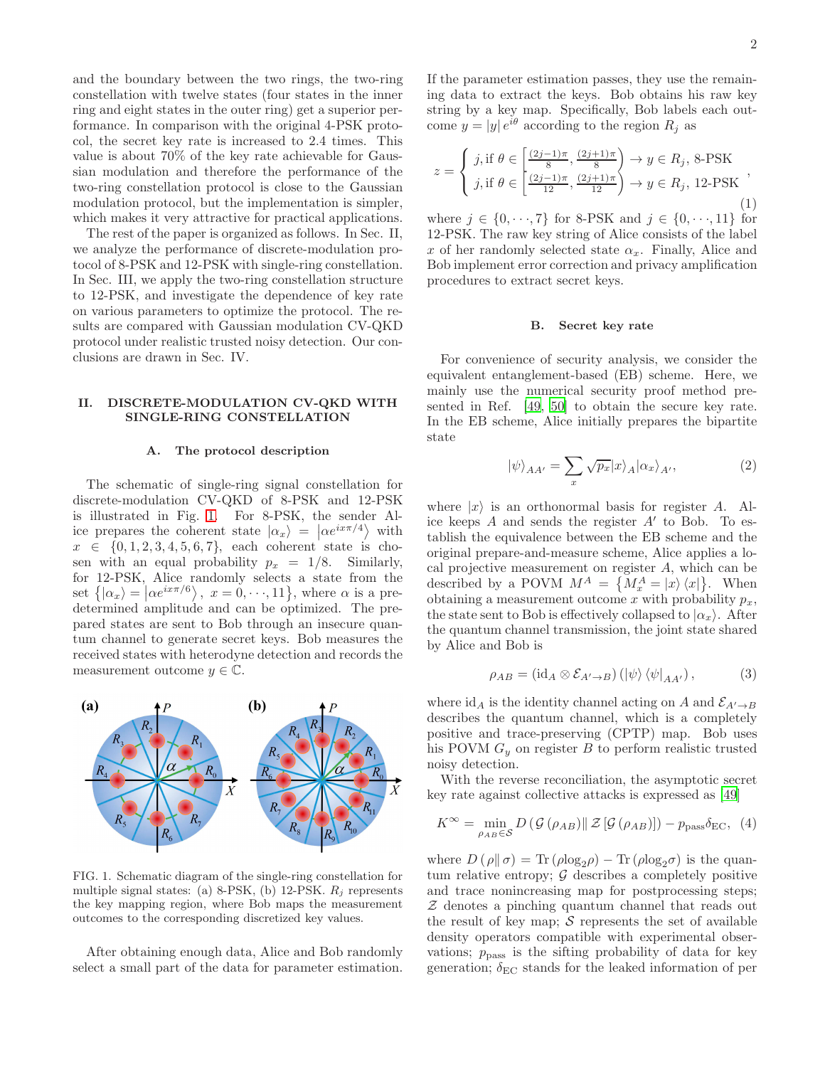and the boundary between the two rings, the two-ring constellation with twelve states (four states in the inner ring and eight states in the outer ring) get a superior performance. In comparison with the original 4-PSK protocol, the secret key rate is increased to 2.4 times. This value is about 70% of the key rate achievable for Gaussian modulation and therefore the performance of the two-ring constellation protocol is close to the Gaussian modulation protocol, but the implementation is simpler, which makes it very attractive for practical applications.

The rest of the paper is organized as follows. In Sec. II, we analyze the performance of discrete-modulation protocol of 8-PSK and 12-PSK with single-ring constellation. In Sec. III, we apply the two-ring constellation structure to 12-PSK, and investigate the dependence of key rate on various parameters to optimize the protocol. The results are compared with Gaussian modulation CV-QKD protocol under realistic trusted noisy detection. Our conclusions are drawn in Sec. IV.

## II. DISCRETE-MODULATION CV-QKD WITH SINGLE-RING CONSTELLATION

### A. The protocol description

The schematic of single-ring signal constellation for discrete-modulation CV-QKD of 8-PSK and 12-PSK is illustrated in Fig. 1. For 8-PSK, the sender Alice prepares the coherent state $|\alpha_x\rangle = |\alpha e^{ix\pi/4}\rangle$ with $x \in \{0, 1, 2, 3, 4, 5, 6, 7\}$, each coherent state is chosen with an equal probability $p_x = 1/8$. Similarly, for 12-PSK, Alice randomly selects a state from the set $\{|\alpha_x\rangle = |\alpha e^{ix\pi/6}\rangle,\ x = 0, \cdots, 11\}$, where $\alpha$ is a predetermined amplitude and can be optimized. The prepared states are sent to Bob through an insecure quantum channel to generate secret keys. Bob measures the received states with heterodyne detection and records the measurement outcome $y \in \mathbb{C}$.

FIG. 1. Schematic diagram of the single-ring constellation for multiple signal states: (a) 8-PSK, (b) 12-PSK. $R_j$ represents the key mapping region, where Bob maps the measurement outcomes to the corresponding discretized key values.

After obtaining enough data, Alice and Bob randomly select a small part of the data for parameter estimation. If the parameter estimation passes, they use the remaining data to extract the keys. Bob obtains his raw key string by a key map. Specifically, Bob labels each outcome $y = |y| e^{i\theta}$ according to the region $R_j$ as

$$z = \begin{cases} j, \text{if } \theta \in \left[\frac{(2j-1)\pi}{8}, \frac{(2j+1)\pi}{8}\right) \to y \in R_j, \text{ 8-PSK} \\ j, \text{if } \theta \in \left[\frac{(2j-1)\pi}{12}, \frac{(2j+1)\pi}{12}\right) \to y \in R_j, \text{ 12-PSK} \end{cases}, \tag{1}$$

where $j \in \{0, \cdots, 7\}$ for 8-PSK and $j \in \{0, \cdots, 11\}$ for 12-PSK. The raw key string of Alice consists of the label $x$ of her randomly selected state $\alpha_x$. Finally, Alice and Bob implement error correction and privacy amplification procedures to extract secret keys.

### B. Secret key rate

For convenience of security analysis, we consider the equivalent entanglement-based (EB) scheme. Here, we mainly use the numerical security proof method presented in Ref. [49, 50] to obtain the secure key rate. In the EB scheme, Alice initially prepares the bipartite state

$$|\psi\rangle_{AA'} = \sum_x \sqrt{p_x} |x\rangle_A |\alpha_x\rangle_{A'}, \tag{2}$$

where $|x\rangle$ is an orthonormal basis for register $A$. Alice keeps $A$ and sends the register $A'$ to Bob. To establish the equivalence between the EB scheme and the original prepare-and-measure scheme, Alice applies a local projective measurement on register $A$, which can be described by a POVM $M^A = \{M_x^A = |x\rangle\langle x|\}$. When obtaining a measurement outcome $x$ with probability $p_x$, the state sent to Bob is effectively collapsed to $|\alpha_x\rangle$. After the quantum channel transmission, the joint state shared by Alice and Bob is

$$\rho_{AB} = (\mathrm{id}_A \otimes \mathcal{E}_{A' \to B}) \left( |\psi\rangle\langle\psi|_{AA'} \right), \tag{3}$$

where $\mathrm{id}_A$ is the identity channel acting on $A$ and $\mathcal{E}_{A' \to B}$ describes the quantum channel, which is a completely positive and trace-preserving (CPTP) map. Bob uses his POVM $G_y$ on register $B$ to perform realistic trusted noisy detection.

With the reverse reconciliation, the asymptotic secret key rate against collective attacks is expressed as [49]

$$K^{\infty} = \min_{\rho_{AB} \in \mathcal{S}} D\left( \mathcal{G}(\rho_{AB}) \| \mathcal{Z}[\mathcal{G}(\rho_{AB})] \right) - p_{\text{pass}} \delta_{\text{EC}}, \tag{4}$$

where $D(\rho \| \sigma) = \mathrm{Tr}(\rho \log_2 \rho) - \mathrm{Tr}(\rho \log_2 \sigma)$ is the quantum relative entropy; $\mathcal{G}$ describes a completely positive and trace nonincreasing map for postprocessing steps; $\mathcal{Z}$ denotes a pinching quantum channel that reads out the result of key map; $\mathcal{S}$ represents the set of available density operators compatible with experimental observations; $p_{\text{pass}}$ is the sifting probability of data for key generation; $\delta_{\text{EC}}$ stands for the leaked information of per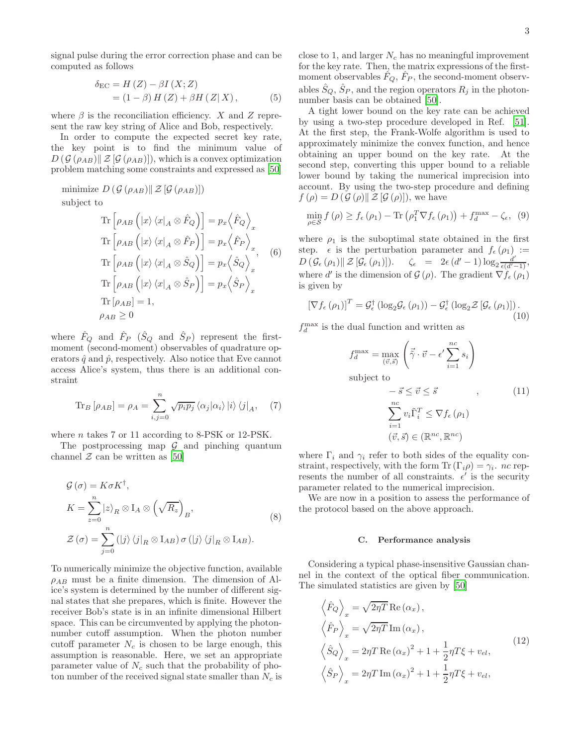signal pulse during the error correction phase and can be computed as follows

$$
\begin{aligned}
\delta_{\mathrm{EC}} &= H(Z) - \beta I(X;Z) \\
&= (1-\beta) H(Z) + \beta H(Z|X),
\end{aligned} \tag{5}
$$

where $\beta$ is the reconciliation efficiency. $X$ and $Z$ represent the raw key string of Alice and Bob, respectively.

In order to compute the expected secret key rate, the key point is to find the minimum value of $D(\mathcal{G}(\rho_{AB}) \| \mathcal{Z}[\mathcal{G}(\rho_{AB})])$, which is a convex optimization problem matching some constraints and expressed as [50]

$$
\begin{aligned}
&\text{minimize } D(\mathcal{G}(\rho_{AB}) \| \mathcal{Z}[\mathcal{G}(\rho_{AB})]) \\
&\text{subject to} \\
&\qquad \mathrm{Tr}\left[\rho_{AB}\left(|x\rangle\langle x|_A \otimes \hat{F}_Q\right)\right] = p_x \left\langle \hat{F}_Q \right\rangle_x \\
&\qquad \mathrm{Tr}\left[\rho_{AB}\left(|x\rangle\langle x|_A \otimes \hat{F}_P\right)\right] = p_x \left\langle \hat{F}_P \right\rangle_x \\
&\qquad \mathrm{Tr}\left[\rho_{AB}\left(|x\rangle\langle x|_A \otimes \hat{S}_Q\right)\right] = p_x \left\langle \hat{S}_Q \right\rangle_x \\
&\qquad \mathrm{Tr}\left[\rho_{AB}\left(|x\rangle\langle x|_A \otimes \hat{S}_P\right)\right] = p_x \left\langle \hat{S}_P \right\rangle_x \\
&\qquad \mathrm{Tr}[\rho_{AB}] = 1, \\
&\qquad \rho_{AB} \geq 0
\end{aligned} \tag{6}
$$

where $\hat{F}_Q$ and $\hat{F}_P$ ($\hat{S}_Q$ and $\hat{S}_P$) represent the first-moment (second-moment) observables of quadrature operators $\hat{q}$ and $\hat{p}$, respectively. Also notice that Eve cannot access Alice's system, thus there is an additional constraint

$$
\mathrm{Tr}_B[\rho_{AB}] = \rho_A = \sum_{i,j=0}^{n} \sqrt{p_i p_j} \langle \alpha_j | \alpha_i \rangle |i\rangle\langle j|_A, \tag{7}
$$

where $n$ takes 7 or 11 according to 8-PSK or 12-PSK.

The postprocessing map $\mathcal{G}$ and pinching quantum channel $\mathcal{Z}$ can be written as [50]

$$
\begin{aligned}
&\mathcal{G}(\sigma) = K\sigma K^{\dagger}, \\
&K = \sum_{z=0}^{n} |z\rangle_R \otimes \mathrm{I}_A \otimes \left(\sqrt{R_z}\right)_B, \\
&\mathcal{Z}(\sigma) = \sum_{j=0}^{n} \left(|j\rangle\langle j|_R \otimes \mathrm{I}_{AB}\right) \sigma \left(|j\rangle\langle j|_R \otimes \mathrm{I}_{AB}\right).
\end{aligned} \tag{8}
$$

To numerically minimize the objective function, available $\rho_{AB}$ must be a finite dimension. The dimension of Alice's system is determined by the number of different signal states that she prepares, which is finite. However the receiver Bob's state is in an infinite dimensional Hilbert space. This can be circumvented by applying the photon-number cutoff assumption. When the photon number cutoff parameter $N_c$ is chosen to be large enough, this assumption is reasonable. Here, we set an appropriate parameter value of $N_c$ such that the probability of photon number of the received signal state smaller than $N_c$ is close to 1, and larger $N_c$ has no meaningful improvement for the key rate. Then, the matrix expressions of the first-moment observables $\hat{F}_Q$, $\hat{F}_P$, the second-moment observables $\hat{S}_Q$, $\hat{S}_P$, and the region operators $R_j$ in the photon-number basis can be obtained [50].

A tight lower bound on the key rate can be achieved by using a two-step procedure developed in Ref. [51]. At the first step, the Frank-Wolfe algorithm is used to approximately minimize the convex function, and hence obtaining an upper bound on the key rate. At the second step, converting this upper bound to a reliable lower bound by taking the numerical imprecision into account. By using the two-step procedure and defining $f(\rho) = D(\mathcal{G}(\rho) \| \mathcal{Z}[\mathcal{G}(\rho)])$, we have

$$
\min_{\rho \in \mathcal{S}} f(\rho) \geq f_{\epsilon}(\rho_1) - \mathrm{Tr}\left(\rho_1^T \nabla f_{\epsilon}(\rho_1)\right) + f_d^{\max} - \zeta_{\epsilon}, \tag{9}
$$

where $\rho_1$ is the suboptimal state obtained in the first step. $\epsilon$ is the perturbation parameter and $f_{\epsilon}(\rho_1) := D(\mathcal{G}_{\epsilon}(\rho_1) \| \mathcal{Z}[\mathcal{G}_{\epsilon}(\rho_1)])$. $\zeta_{\epsilon} = 2\epsilon(d'-1)\log_2 \frac{d'}{\epsilon(d'-1)}$, where $d'$ is the dimension of $\mathcal{G}(\rho)$. The gradient $\nabla f_{\epsilon}(\rho_1)$ is given by

$$
[\nabla f_{\epsilon}(\rho_1)]^T = \mathcal{G}_{\epsilon}^{\dagger}(\log_2 \mathcal{G}_{\epsilon}(\rho_1)) - \mathcal{G}_{\epsilon}^{\dagger}(\log_2 \mathcal{Z}[\mathcal{G}_{\epsilon}(\rho_1)]). \tag{10}
$$

$f_d^{\max}$ is the dual function and written as

$$
\begin{aligned}
&f_d^{\max} = \max_{(\vec{v},\vec{s})} \left(\vec{\tilde{\gamma}} \cdot \vec{v} - \epsilon' \sum_{i=1}^{nc} s_i\right) \\
&\text{subject to} \\
&\qquad -\vec{s} \leq \vec{v} \leq \vec{s}, \\
&\qquad \sum_{i=1}^{nc} v_i \tilde{\Gamma}_i^T \leq \nabla f_{\epsilon}(\rho_1) \\
&\qquad (\vec{v},\vec{s}) \in (\mathbb{R}^{nc}, \mathbb{R}^{nc})
\end{aligned} \tag{11}
$$

where $\Gamma_i$ and $\gamma_i$ refer to both sides of the equality constraint, respectively, with the form $\mathrm{Tr}(\Gamma_i \rho) = \gamma_i$. $nc$ represents the number of all constraints. $\epsilon'$ is the security parameter related to the numerical imprecision.

We are now in a position to assess the performance of the protocol based on the above approach.

### C. Performance analysis

Considering a typical phase-insensitive Gaussian channel in the context of the optical fiber communication. The simulated statistics are given by [50]

$$
\begin{aligned}
&\left\langle \hat{F}_Q \right\rangle_x = \sqrt{2\eta T}\,\mathrm{Re}(\alpha_x), \\
&\left\langle \hat{F}_P \right\rangle_x = \sqrt{2\eta T}\,\mathrm{Im}(\alpha_x), \\
&\left\langle \hat{S}_Q \right\rangle_x = 2\eta T\,\mathrm{Re}(\alpha_x)^2 + 1 + \frac{1}{2}\eta T\xi + v_{el}, \\
&\left\langle \hat{S}_P \right\rangle_x = 2\eta T\,\mathrm{Im}(\alpha_x)^2 + 1 + \frac{1}{2}\eta T\xi + v_{el},
\end{aligned} \tag{12}
$$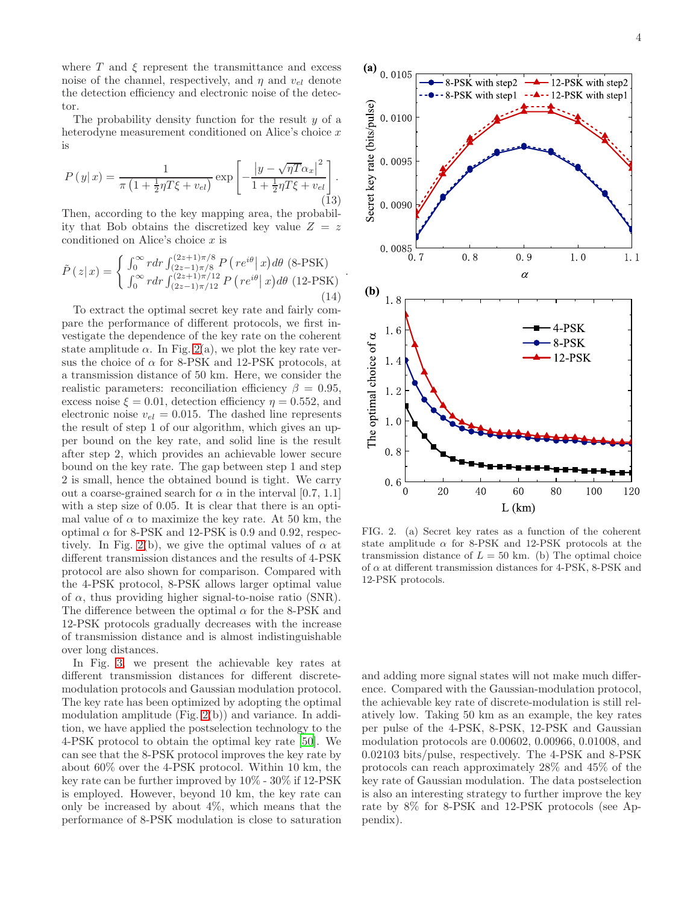where $T$ and $\xi$ represent the transmittance and excess noise of the channel, respectively, and $\eta$ and $v_{el}$ denote the detection efficiency and electronic noise of the detector.

The probability density function for the result $y$ of a heterodyne measurement conditioned on Alice's choice $x$ is

$$P\left(y|\,x\right)=\frac{1}{\pi\left(1+\frac{1}{2}\eta T\xi+v_{el}\right)}\exp\left[-\frac{\left|y-\sqrt{\eta T}\alpha_x\right|^2}{1+\frac{1}{2}\eta T\xi+v_{el}}\right]. \tag{13}$$

Then, according to the key mapping area, the probability that Bob obtains the discretized key value $Z=z$ conditioned on Alice's choice $x$ is

$$\tilde{P}\left(z|\,x\right)=\begin{cases}\int_0^\infty rdr\int_{(2z-1)\pi/8}^{(2z+1)\pi/8}P\left(re^{i\theta}\middle|\,x\right)d\theta \text{ (8-PSK)}\\ \int_0^\infty rdr\int_{(2z-1)\pi/12}^{(2z+1)\pi/12}P\left(re^{i\theta}\middle|\,x\right)d\theta \text{ (12-PSK)}\end{cases}. \tag{14}$$

To extract the optimal secret key rate and fairly compare the performance of different protocols, we first investigate the dependence of the key rate on the coherent state amplitude $\alpha$. In Fig. 2(a), we plot the key rate versus the choice of $\alpha$ for 8-PSK and 12-PSK protocols, at a transmission distance of 50 km. Here, we consider the realistic parameters: reconciliation efficiency $\beta=0.95$, excess noise $\xi=0.01$, detection efficiency $\eta=0.552$, and electronic noise $v_{el}=0.015$. The dashed line represents the result of step 1 of our algorithm, which gives an upper bound on the key rate, and solid line is the result after step 2, which provides an achievable lower secure bound on the key rate. The gap between step 1 and step 2 is small, hence the obtained bound is tight. We carry out a coarse-grained search for $\alpha$ in the interval [0.7, 1.1] with a step size of 0.05. It is clear that there is an optimal value of $\alpha$ to maximize the key rate. At 50 km, the optimal $\alpha$ for 8-PSK and 12-PSK is 0.9 and 0.92, respectively. In Fig. 2(b), we give the optimal values of $\alpha$ at different transmission distances and the results of 4-PSK protocol are also shown for comparison. Compared with the 4-PSK protocol, 8-PSK allows larger optimal value of $\alpha$, thus providing higher signal-to-noise ratio (SNR). The difference between the optimal $\alpha$ for the 8-PSK and 12-PSK protocols gradually decreases with the increase of transmission distance and is almost indistinguishable over long distances.

In Fig. 3, we present the achievable key rates at different transmission distances for different discrete-modulation protocols and Gaussian modulation protocol. The key rate has been optimized by adopting the optimal modulation amplitude (Fig. 2(b)) and variance. In addition, we have applied the postselection technology to the 4-PSK protocol to obtain the optimal key rate [50]. We can see that the 8-PSK protocol improves the key rate by about 60% over the 4-PSK protocol. Within 10 km, the key rate can be further improved by 10% - 30% if 12-PSK is employed. However, beyond 10 km, the key rate can only be increased by about 4%, which means that the performance of 8-PSK modulation is close to saturation and adding more signal states will not make much difference. Compared with the Gaussian-modulation protocol, the achievable key rate of discrete-modulation is still relatively low. Taking 50 km as an example, the key rates per pulse of the 4-PSK, 8-PSK, 12-PSK and Gaussian modulation protocols are 0.00602, 0.00966, 0.01008, and 0.02103 bits/pulse, respectively. The 4-PSK and 8-PSK protocols can reach approximately 28% and 45% of the key rate of Gaussian modulation. The data postselection is also an interesting strategy to further improve the key rate by 8% for 8-PSK and 12-PSK protocols (see Appendix).

FIG. 2. (a) Secret key rates as a function of the coherent state amplitude $\alpha$ for 8-PSK and 12-PSK protocols at the transmission distance of $L=50$ km. (b) The optimal choice of $\alpha$ at different transmission distances for 4-PSK, 8-PSK and 12-PSK protocols.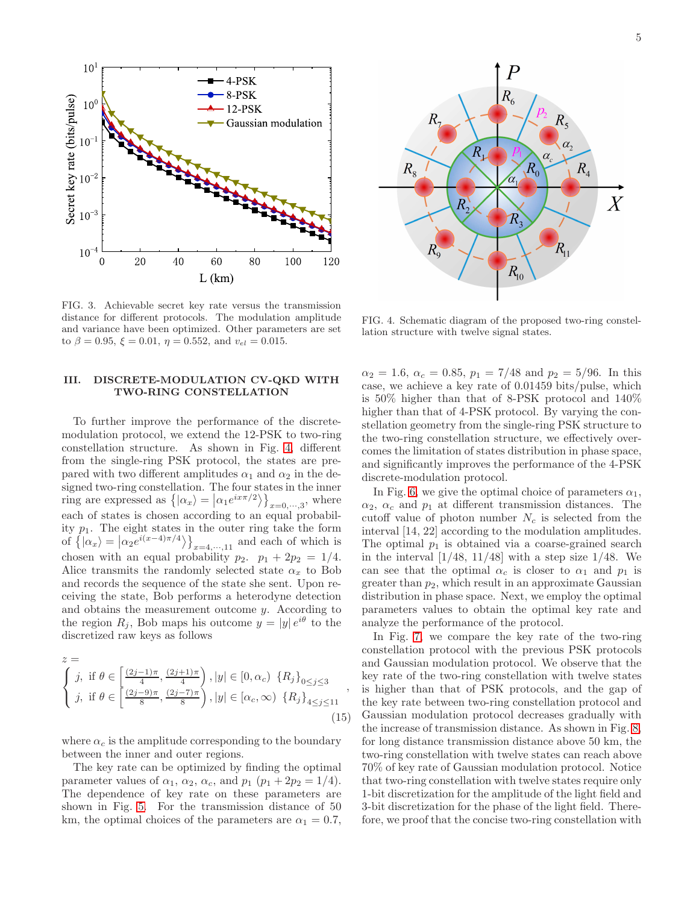FIG. 3. Achievable secret key rate versus the transmission distance for different protocols. The modulation amplitude and variance have been optimized. Other parameters are set to $\beta = 0.95$, $\xi = 0.01$, $\eta = 0.552$, and $v_{el} = 0.015$.

FIG. 4. Schematic diagram of the proposed two-ring constellation structure with twelve signal states.

## III. DISCRETE-MODULATION CV-QKD WITH TWO-RING CONSTELLATION

To further improve the performance of the discrete-modulation protocol, we extend the 12-PSK to two-ring constellation structure. As shown in Fig. 4, different from the single-ring PSK protocol, the states are prepared with two different amplitudes $\alpha_1$ and $\alpha_2$ in the designed two-ring constellation. The four states in the inner ring are expressed as $\left\{|\alpha_x\rangle = \left|\alpha_1 e^{ix\pi/2}\right\rangle\right\}_{x=0,\cdots,3}$, where each of states is chosen according to an equal probability $p_1$. The eight states in the outer ring take the form of $\left\{|\alpha_x\rangle = \left|\alpha_2 e^{i(x-4)\pi/4}\right\rangle\right\}_{x=4,\cdots,11}$ and each of which is chosen with an equal probability $p_2$. $p_1 + 2p_2 = 1/4$. Alice transmits the randomly selected state $\alpha_x$ to Bob and records the sequence of the state she sent. Upon receiving the state, Bob performs a heterodyne detection and obtains the measurement outcome $y$. According to the region $R_j$, Bob maps his outcome $y = |y|\, e^{i\theta}$ to the discretized raw keys as follows

$$
z = \begin{cases} j, \text{ if } \theta \in \left[\frac{(2j-1)\pi}{4}, \frac{(2j+1)\pi}{4}\right), |y| \in [0, \alpha_c) \ \{R_j\}_{0\leq j\leq 3} \\ j, \text{ if } \theta \in \left[\frac{(2j-9)\pi}{8}, \frac{(2j-7)\pi}{8}\right), |y| \in [\alpha_c, \infty) \ \{R_j\}_{4\leq j\leq 11} \end{cases}, \tag{15}
$$

where $\alpha_c$ is the amplitude corresponding to the boundary between the inner and outer regions.

The key rate can be optimized by finding the optimal parameter values of $\alpha_1$, $\alpha_2$, $\alpha_c$, and $p_1$ ($p_1 + 2p_2 = 1/4$). The dependence of key rate on these parameters are shown in Fig. 5. For the transmission distance of 50 km, the optimal choices of the parameters are $\alpha_1 = 0.7$, $\alpha_2 = 1.6$, $\alpha_c = 0.85$, $p_1 = 7/48$ and $p_2 = 5/96$. In this case, we achieve a key rate of 0.01459 bits/pulse, which is 50% higher than that of 8-PSK protocol and 140% higher than that of 4-PSK protocol. By varying the constellation geometry from the single-ring PSK structure to the two-ring constellation structure, we effectively overcomes the limitation of states distribution in phase space, and significantly improves the performance of the 4-PSK discrete-modulation protocol.

In Fig. 6, we give the optimal choice of parameters $\alpha_1$, $\alpha_2$, $\alpha_c$ and $p_1$ at different transmission distances. The cutoff value of photon number $N_c$ is selected from the interval [14, 22] according to the modulation amplitudes. The optimal $p_1$ is obtained via a coarse-grained search in the interval [1/48, 11/48] with a step size 1/48. We can see that the optimal $\alpha_c$ is closer to $\alpha_1$ and $p_1$ is greater than $p_2$, which result in an approximate Gaussian distribution in phase space. Next, we employ the optimal parameters values to obtain the optimal key rate and analyze the performance of the protocol.

In Fig. 7, we compare the key rate of the two-ring constellation protocol with the previous PSK protocols and Gaussian modulation protocol. We observe that the key rate of the two-ring constellation with twelve states is higher than that of PSK protocols, and the gap of the key rate between two-ring constellation protocol and Gaussian modulation protocol decreases gradually with the increase of transmission distance. As shown in Fig. 8, for long distance transmission distance above 50 km, the two-ring constellation with twelve states can reach above 70% of key rate of Gaussian modulation protocol. Notice that two-ring constellation with twelve states require only 1-bit discretization for the amplitude of the light field and 3-bit discretization for the phase of the light field. Therefore, we proof that the concise two-ring constellation with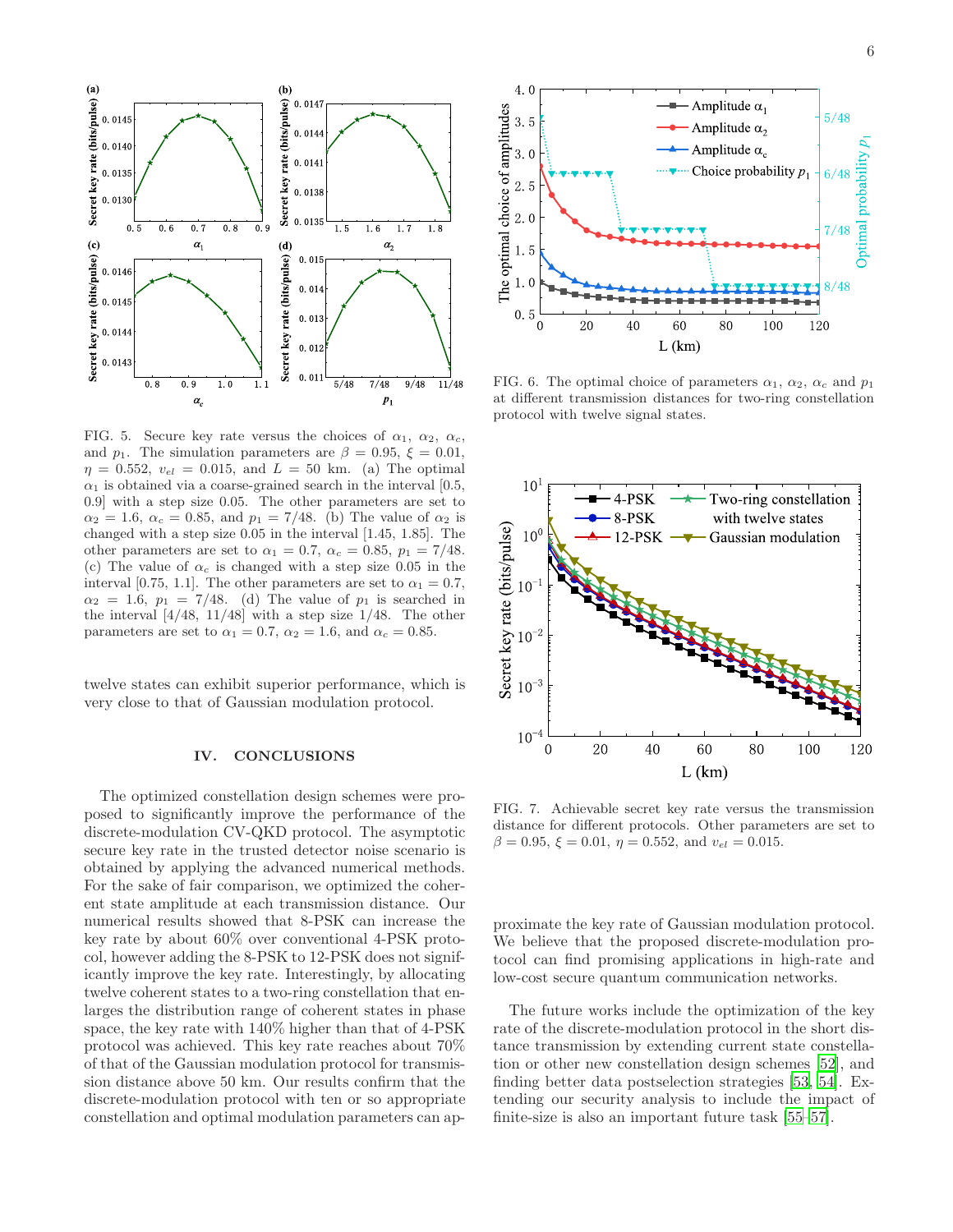FIG. 5. Secure key rate versus the choices of $\alpha_1$, $\alpha_2$, $\alpha_c$, and $p_1$. The simulation parameters are $\beta = 0.95$, $\xi = 0.01$, $\eta = 0.552$, $v_{el} = 0.015$, and $L = 50$ km. (a) The optimal $\alpha_1$ is obtained via a coarse-grained search in the interval [0.5, 0.9] with a step size 0.05. The other parameters are set to $\alpha_2 = 1.6$, $\alpha_c = 0.85$, and $p_1 = 7/48$. (b) The value of $\alpha_2$ is changed with a step size 0.05 in the interval [1.45, 1.85]. The other parameters are set to $\alpha_1 = 0.7$, $\alpha_c = 0.85$, $p_1 = 7/48$. (c) The value of $\alpha_c$ is changed with a step size 0.05 in the interval [0.75, 1.1]. The other parameters are set to $\alpha_1 = 0.7$, $\alpha_2 = 1.6$, $p_1 = 7/48$. (d) The value of $p_1$ is searched in the interval [4/48, 11/48] with a step size 1/48. The other parameters are set to $\alpha_1 = 0.7$, $\alpha_2 = 1.6$, and $\alpha_c = 0.85$.

twelve states can exhibit superior performance, which is very close to that of Gaussian modulation protocol.

## IV. CONCLUSIONS

The optimized constellation design schemes were proposed to significantly improve the performance of the discrete-modulation CV-QKD protocol. The asymptotic secure key rate in the trusted detector noise scenario is obtained by applying the advanced numerical methods. For the sake of fair comparison, we optimized the coherent state amplitude at each transmission distance. Our numerical results showed that 8-PSK can increase the key rate by about 60% over conventional 4-PSK protocol, however adding the 8-PSK to 12-PSK does not significantly improve the key rate. Interestingly, by allocating twelve coherent states to a two-ring constellation that enlarges the distribution range of coherent states in phase space, the key rate with 140% higher than that of 4-PSK protocol was achieved. This key rate reaches about 70% of that of the Gaussian modulation protocol for transmission distance above 50 km. Our results confirm that the discrete-modulation protocol with ten or so appropriate constellation and optimal modulation parameters can approximate the key rate of Gaussian modulation protocol. We believe that the proposed discrete-modulation protocol can find promising applications in high-rate and low-cost secure quantum communication networks.

The future works include the optimization of the key rate of the discrete-modulation protocol in the short distance transmission by extending current state constellation or other new constellation design schemes [52], and finding better data postselection strategies [53, 54]. Extending our security analysis to include the impact of finite-size is also an important future task [55–57].

FIG. 6. The optimal choice of parameters $\alpha_1$, $\alpha_2$, $\alpha_c$ and $p_1$ at different transmission distances for two-ring constellation protocol with twelve signal states.

FIG. 7. Achievable secret key rate versus the transmission distance for different protocols. Other parameters are set to $\beta = 0.95$, $\xi = 0.01$, $\eta = 0.552$, and $v_{el} = 0.015$.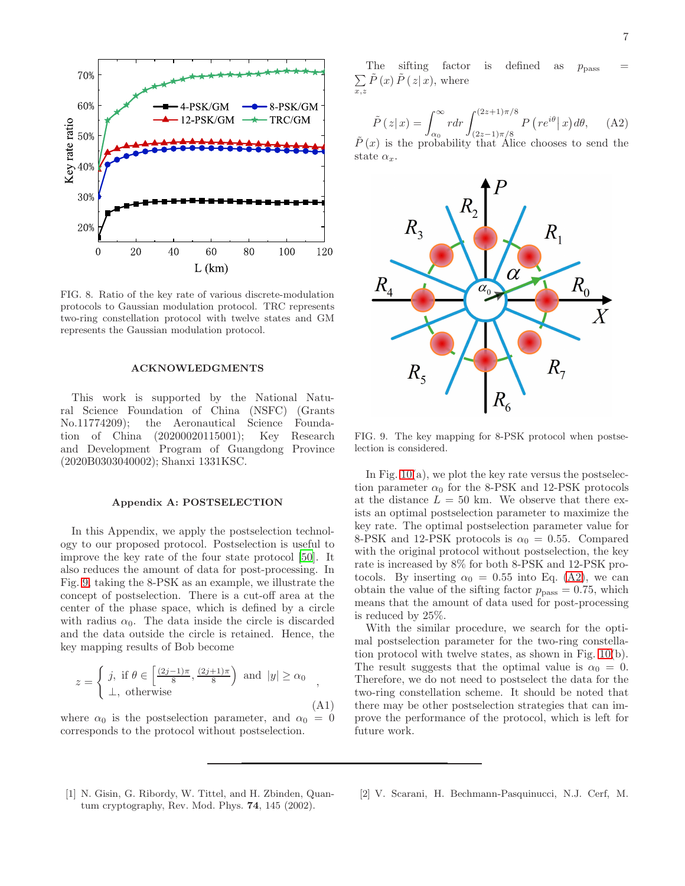FIG. 8. Ratio of the key rate of various discrete-modulation protocols to Gaussian modulation protocol. TRC represents two-ring constellation protocol with twelve states and GM represents the Gaussian modulation protocol.

## ACKNOWLEDGMENTS

This work is supported by the National Natural Science Foundation of China (NSFC) (Grants No.11774209); the Aeronautical Science Foundation of China (20200020115001); Key Research and Development Program of Guangdong Province (2020B0303040002); Shanxi 1331KSC.

## Appendix A: POSTSELECTION

In this Appendix, we apply the postselection technology to our proposed protocol. Postselection is useful to improve the key rate of the four state protocol [50]. It also reduces the amount of data for post-processing. In Fig. 9, taking the 8-PSK as an example, we illustrate the concept of postselection. There is a cut-off area at the center of the phase space, which is defined by a circle with radius $\alpha_0$. The data inside the circle is discarded and the data outside the circle is retained. Hence, the key mapping results of Bob become

$$z = \begin{cases} j, \text{ if } \theta \in \left[\frac{(2j-1)\pi}{8}, \frac{(2j+1)\pi}{8}\right) \text{ and } |y| \geq \alpha_0 \\ \perp, \text{ otherwise} \end{cases}, \tag{A1}$$

where $\alpha_0$ is the postselection parameter, and $\alpha_0 = 0$ corresponds to the protocol without postselection.

The sifting factor is defined as $p_{\text{pass}} = \sum_{x,z} \tilde{P}(x) \tilde{P}(z|x)$, where

$$\tilde{P}(z|x) = \int_{\alpha_0}^{\infty} r dr \int_{(2z-1)\pi/8}^{(2z+1)\pi/8} P\left(re^{i\theta}\middle| x\right) d\theta, \tag{A2}$$

$\tilde{P}(x)$ is the probability that Alice chooses to send the state $\alpha_x$.

FIG. 9. The key mapping for 8-PSK protocol when postselection is considered.

In Fig. 10(a), we plot the key rate versus the postselection parameter $\alpha_0$ for the 8-PSK and 12-PSK protocols at the distance $L = 50$ km. We observe that there exists an optimal postselection parameter to maximize the key rate. The optimal postselection parameter value for 8-PSK and 12-PSK protocols is $\alpha_0 = 0.55$. Compared with the original protocol without postselection, the key rate is increased by 8% for both 8-PSK and 12-PSK protocols. By inserting $\alpha_0 = 0.55$ into Eq. (A2), we can obtain the value of the sifting factor $p_{\text{pass}} = 0.75$, which means that the amount of data used for post-processing is reduced by 25%.

With the similar procedure, we search for the optimal postselection parameter for the two-ring constellation protocol with twelve states, as shown in Fig. 10(b). The result suggests that the optimal value is $\alpha_0 = 0$. Therefore, we do not need to postselect the data for the two-ring constellation scheme. It should be noted that there may be other postselection strategies that can improve the performance of the protocol, which is left for future work.

---

[1] N. Gisin, G. Ribordy, W. Tittel, and H. Zbinden, Quantum cryptography, Rev. Mod. Phys. **74**, 145 (2002).

[2] V. Scarani, H. Bechmann-Pasquinucci, N.J. Cerf, M.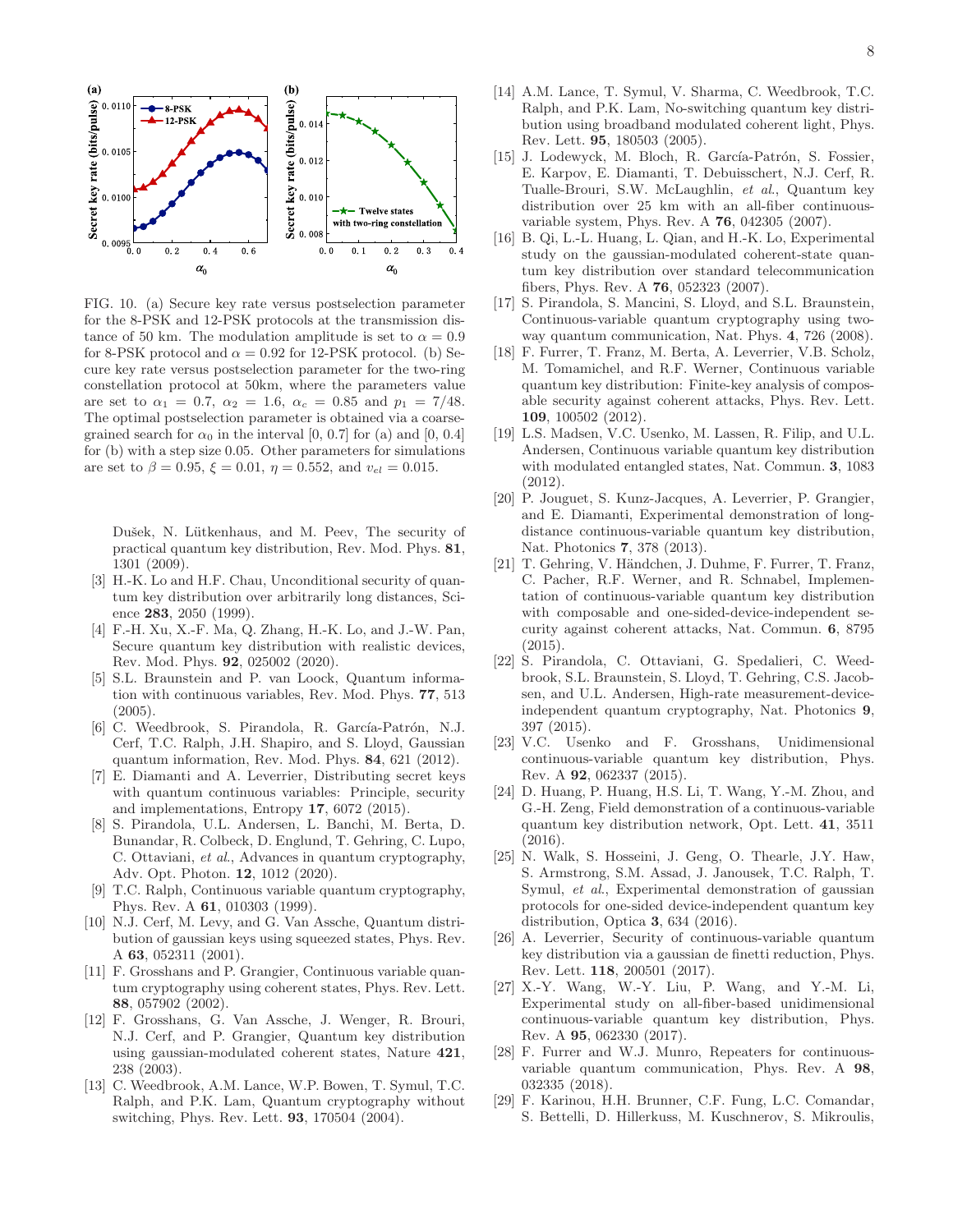FIG. 10. (a) Secure key rate versus postselection parameter for the 8-PSK and 12-PSK protocols at the transmission distance of 50 km. The modulation amplitude is set to $\alpha = 0.9$ for 8-PSK protocol and $\alpha = 0.92$ for 12-PSK protocol. (b) Secure key rate versus postselection parameter for the two-ring constellation protocol at 50km, where the parameters value are set to $\alpha_1 = 0.7$, $\alpha_2 = 1.6$, $\alpha_c = 0.85$ and $p_1 = 7/48$. The optimal postselection parameter is obtained via a coarse-grained search for $\alpha_0$ in the interval [0, 0.7] for (a) and [0, 0.4] for (b) with a step size 0.05. Other parameters for simulations are set to $\beta = 0.95$, $\xi = 0.01$, $\eta = 0.552$, and $v_{el} = 0.015$.

Dušek, N. Lütkenhaus, and M. Peev, The security of practical quantum key distribution, Rev. Mod. Phys. **81**, 1301 (2009).

[3] H.-K. Lo and H.F. Chau, Unconditional security of quantum key distribution over arbitrarily long distances, Science **283**, 2050 (1999).

[4] F.-H. Xu, X.-F. Ma, Q. Zhang, H.-K. Lo, and J.-W. Pan, Secure quantum key distribution with realistic devices, Rev. Mod. Phys. **92**, 025002 (2020).

[5] S.L. Braunstein and P. van Loock, Quantum information with continuous variables, Rev. Mod. Phys. **77**, 513 (2005).

[6] C. Weedbrook, S. Pirandola, R. García-Patrón, N.J. Cerf, T.C. Ralph, J.H. Shapiro, and S. Lloyd, Gaussian quantum information, Rev. Mod. Phys. **84**, 621 (2012).

[7] E. Diamanti and A. Leverrier, Distributing secret keys with quantum continuous variables: Principle, security and implementations, Entropy **17**, 6072 (2015).

[8] S. Pirandola, U.L. Andersen, L. Banchi, M. Berta, D. Bunandar, R. Colbeck, D. Englund, T. Gehring, C. Lupo, C. Ottaviani, *et al.*, Advances in quantum cryptography, Adv. Opt. Photon. **12**, 1012 (2020).

[9] T.C. Ralph, Continuous variable quantum cryptography, Phys. Rev. A **61**, 010303 (1999).

[10] N.J. Cerf, M. Levy, and G. Van Assche, Quantum distribution of gaussian keys using squeezed states, Phys. Rev. A **63**, 052311 (2001).

[11] F. Grosshans and P. Grangier, Continuous variable quantum cryptography using coherent states, Phys. Rev. Lett. **88**, 057902 (2002).

[12] F. Grosshans, G. Van Assche, J. Wenger, R. Brouri, N.J. Cerf, and P. Grangier, Quantum key distribution using gaussian-modulated coherent states, Nature **421**, 238 (2003).

[13] C. Weedbrook, A.M. Lance, W.P. Bowen, T. Symul, T.C. Ralph, and P.K. Lam, Quantum cryptography without switching, Phys. Rev. Lett. **93**, 170504 (2004).

[14] A.M. Lance, T. Symul, V. Sharma, C. Weedbrook, T.C. Ralph, and P.K. Lam, No-switching quantum key distribution using broadband modulated coherent light, Phys. Rev. Lett. **95**, 180503 (2005).

[15] J. Lodewyck, M. Bloch, R. García-Patrón, S. Fossier, E. Karpov, E. Diamanti, T. Debuisschert, N.J. Cerf, R. Tualle-Brouri, S.W. McLaughlin, *et al.*, Quantum key distribution over 25 km with an all-fiber continuous-variable system, Phys. Rev. A **76**, 042305 (2007).

[16] B. Qi, L.-L. Huang, L. Qian, and H.-K. Lo, Experimental study on the gaussian-modulated coherent-state quantum key distribution over standard telecommunication fibers, Phys. Rev. A **76**, 052323 (2007).

[17] S. Pirandola, S. Mancini, S. Lloyd, and S.L. Braunstein, Continuous-variable quantum cryptography using two-way quantum communication, Nat. Phys. **4**, 726 (2008).

[18] F. Furrer, T. Franz, M. Berta, A. Leverrier, V.B. Scholz, M. Tomamichel, and R.F. Werner, Continuous variable quantum key distribution: Finite-key analysis of composable security against coherent attacks, Phys. Rev. Lett. **109**, 100502 (2012).

[19] L.S. Madsen, V.C. Usenko, M. Lassen, R. Filip, and U.L. Andersen, Continuous variable quantum key distribution with modulated entangled states, Nat. Commun. **3**, 1083 (2012).

[20] P. Jouguet, S. Kunz-Jacques, A. Leverrier, P. Grangier, and E. Diamanti, Experimental demonstration of long-distance continuous-variable quantum key distribution, Nat. Photonics **7**, 378 (2013).

[21] T. Gehring, V. Händchen, J. Duhme, F. Furrer, T. Franz, C. Pacher, R.F. Werner, and R. Schnabel, Implementation of continuous-variable quantum key distribution with composable and one-sided-device-independent security against coherent attacks, Nat. Commun. **6**, 8795 (2015).

[22] S. Pirandola, C. Ottaviani, G. Spedalieri, C. Weedbrook, S.L. Braunstein, S. Lloyd, T. Gehring, C.S. Jacobsen, and U.L. Andersen, High-rate measurement-device-independent quantum cryptography, Nat. Photonics **9**, 397 (2015).

[23] V.C. Usenko and F. Grosshans, Unidimensional continuous-variable quantum key distribution, Phys. Rev. A **92**, 062337 (2015).

[24] D. Huang, P. Huang, H.S. Li, T. Wang, Y.-M. Zhou, and G.-H. Zeng, Field demonstration of a continuous-variable quantum key distribution network, Opt. Lett. **41**, 3511 (2016).

[25] N. Walk, S. Hosseini, J. Geng, O. Thearle, J.Y. Haw, S. Armstrong, S.M. Assad, J. Janousek, T.C. Ralph, T. Symul, *et al.*, Experimental demonstration of gaussian protocols for one-sided device-independent quantum key distribution, Optica **3**, 634 (2016).

[26] A. Leverrier, Security of continuous-variable quantum key distribution via a gaussian de finetti reduction, Phys. Rev. Lett. **118**, 200501 (2017).

[27] X.-Y. Wang, W.-Y. Liu, P. Wang, and Y.-M. Li, Experimental study on all-fiber-based unidimensional continuous-variable quantum key distribution, Phys. Rev. A **95**, 062330 (2017).

[28] F. Furrer and W.J. Munro, Repeaters for continuous-variable quantum communication, Phys. Rev. A **98**, 032335 (2018).

[29] F. Karinou, H.H. Brunner, C.F. Fung, L.C. Comandar, S. Bettelli, D. Hillerkuss, M. Kuschnerov, S. Mikroulis,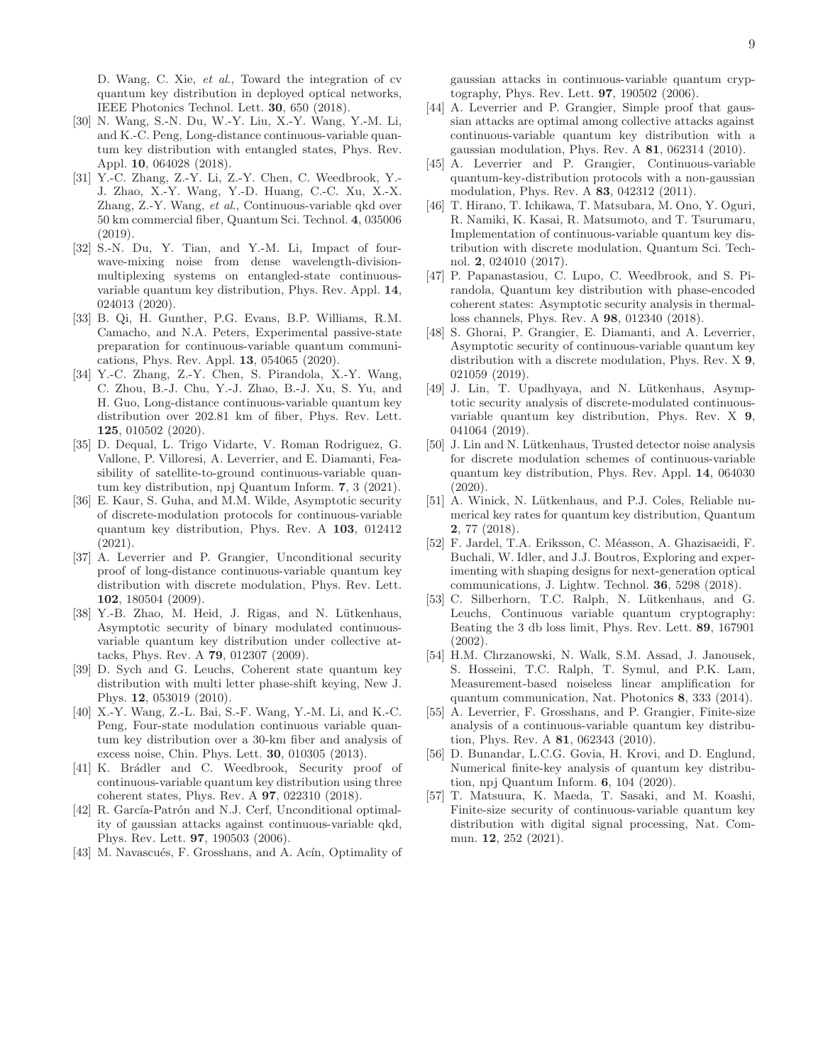D. Wang, C. Xie, *et al.*, Toward the integration of cv quantum key distribution in deployed optical networks, IEEE Photonics Technol. Lett. **30**, 650 (2018).

[30] N. Wang, S.-N. Du, W.-Y. Liu, X.-Y. Wang, Y.-M. Li, and K.-C. Peng, Long-distance continuous-variable quantum key distribution with entangled states, Phys. Rev. Appl. **10**, 064028 (2018).

[31] Y.-C. Zhang, Z.-Y. Li, Z.-Y. Chen, C. Weedbrook, Y.-J. Zhao, X.-Y. Wang, Y.-D. Huang, C.-C. Xu, X.-X. Zhang, Z.-Y. Wang, *et al.*, Continuous-variable qkd over 50 km commercial fiber, Quantum Sci. Technol. **4**, 035006 (2019).

[32] S.-N. Du, Y. Tian, and Y.-M. Li, Impact of four-wave-mixing noise from dense wavelength-division-multiplexing systems on entangled-state continuous-variable quantum key distribution, Phys. Rev. Appl. **14**, 024013 (2020).

[33] B. Qi, H. Gunther, P.G. Evans, B.P. Williams, R.M. Camacho, and N.A. Peters, Experimental passive-state preparation for continuous-variable quantum communications, Phys. Rev. Appl. **13**, 054065 (2020).

[34] Y.-C. Zhang, Z.-Y. Chen, S. Pirandola, X.-Y. Wang, C. Zhou, B.-J. Chu, Y.-J. Zhao, B.-J. Xu, S. Yu, and H. Guo, Long-distance continuous-variable quantum key distribution over 202.81 km of fiber, Phys. Rev. Lett. **125**, 010502 (2020).

[35] D. Dequal, L. Trigo Vidarte, V. Roman Rodriguez, G. Vallone, P. Villoresi, A. Leverrier, and E. Diamanti, Feasibility of satellite-to-ground continuous-variable quantum key distribution, npj Quantum Inform. **7**, 3 (2021).

[36] E. Kaur, S. Guha, and M.M. Wilde, Asymptotic security of discrete-modulation protocols for continuous-variable quantum key distribution, Phys. Rev. A **103**, 012412 (2021).

[37] A. Leverrier and P. Grangier, Unconditional security proof of long-distance continuous-variable quantum key distribution with discrete modulation, Phys. Rev. Lett. **102**, 180504 (2009).

[38] Y.-B. Zhao, M. Heid, J. Rigas, and N. Lütkenhaus, Asymptotic security of binary modulated continuous-variable quantum key distribution under collective attacks, Phys. Rev. A **79**, 012307 (2009).

[39] D. Sych and G. Leuchs, Coherent state quantum key distribution with multi letter phase-shift keying, New J. Phys. **12**, 053019 (2010).

[40] X.-Y. Wang, Z.-L. Bai, S.-F. Wang, Y.-M. Li, and K.-C. Peng, Four-state modulation continuous variable quantum key distribution over a 30-km fiber and analysis of excess noise, Chin. Phys. Lett. **30**, 010305 (2013).

[41] K. Brádler and C. Weedbrook, Security proof of continuous-variable quantum key distribution using three coherent states, Phys. Rev. A **97**, 022310 (2018).

[42] R. García-Patrón and N.J. Cerf, Unconditional optimality of gaussian attacks against continuous-variable qkd, Phys. Rev. Lett. **97**, 190503 (2006).

[43] M. Navascués, F. Grosshans, and A. Acín, Optimality of gaussian attacks in continuous-variable quantum cryptography, Phys. Rev. Lett. **97**, 190502 (2006).

[44] A. Leverrier and P. Grangier, Simple proof that gaussian attacks are optimal among collective attacks against continuous-variable quantum key distribution with a gaussian modulation, Phys. Rev. A **81**, 062314 (2010).

[45] A. Leverrier and P. Grangier, Continuous-variable quantum-key-distribution protocols with a non-gaussian modulation, Phys. Rev. A **83**, 042312 (2011).

[46] T. Hirano, T. Ichikawa, T. Matsubara, M. Ono, Y. Oguri, R. Namiki, K. Kasai, R. Matsumoto, and T. Tsurumaru, Implementation of continuous-variable quantum key distribution with discrete modulation, Quantum Sci. Technol. **2**, 024010 (2017).

[47] P. Papanastasiou, C. Lupo, C. Weedbrook, and S. Pirandola, Quantum key distribution with phase-encoded coherent states: Asymptotic security analysis in thermal-loss channels, Phys. Rev. A **98**, 012340 (2018).

[48] S. Ghorai, P. Grangier, E. Diamanti, and A. Leverrier, Asymptotic security of continuous-variable quantum key distribution with a discrete modulation, Phys. Rev. X **9**, 021059 (2019).

[49] J. Lin, T. Upadhyaya, and N. Lütkenhaus, Asymptotic security analysis of discrete-modulated continuous-variable quantum key distribution, Phys. Rev. X **9**, 041064 (2019).

[50] J. Lin and N. Lütkenhaus, Trusted detector noise analysis for discrete modulation schemes of continuous-variable quantum key distribution, Phys. Rev. Appl. **14**, 064030 (2020).

[51] A. Winick, N. Lütkenhaus, and P.J. Coles, Reliable numerical key rates for quantum key distribution, Quantum **2**, 77 (2018).

[52] F. Jardel, T.A. Eriksson, C. Méasson, A. Ghazisaeidi, F. Buchali, W. Idler, and J.J. Boutros, Exploring and experimenting with shaping designs for next-generation optical communications, J. Lightw. Technol. **36**, 5298 (2018).

[53] C. Silberhorn, T.C. Ralph, N. Lütkenhaus, and G. Leuchs, Continuous variable quantum cryptography: Beating the 3 db loss limit, Phys. Rev. Lett. **89**, 167901 (2002).

[54] H.M. Chrzanowski, N. Walk, S.M. Assad, J. Janousek, S. Hosseini, T.C. Ralph, T. Symul, and P.K. Lam, Measurement-based noiseless linear amplification for quantum communication, Nat. Photonics **8**, 333 (2014).

[55] A. Leverrier, F. Grosshans, and P. Grangier, Finite-size analysis of a continuous-variable quantum key distribution, Phys. Rev. A **81**, 062343 (2010).

[56] D. Bunandar, L.C.G. Govia, H. Krovi, and D. Englund, Numerical finite-key analysis of quantum key distribution, npj Quantum Inform. **6**, 104 (2020).

[57] T. Matsuura, K. Maeda, T. Sasaki, and M. Koashi, Finite-size security of continuous-variable quantum key distribution with digital signal processing, Nat. Commun. **12**, 252 (2021).